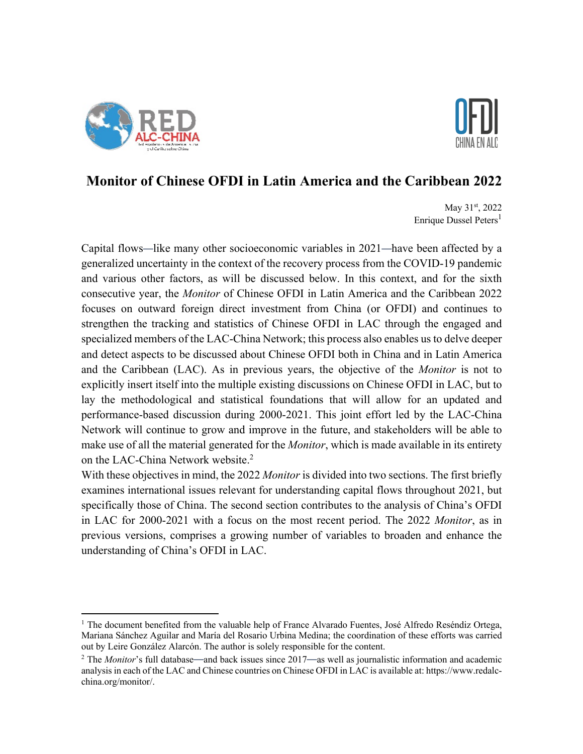# Monitor of Chinese OFDI in Latin America and the Caribbean 2022

May 31st, 2022
Enrique Dussel Peters[1]

Capital flows—like many other socioeconomic variables in 2021—have been affected by a generalized uncertainty in the context of the recovery process from the COVID-19 pandemic and various other factors, as will be discussed below. In this context, and for the sixth consecutive year, the *Monitor* of Chinese OFDI in Latin America and the Caribbean 2022 focuses on outward foreign direct investment from China (or OFDI) and continues to strengthen the tracking and statistics of Chinese OFDI in LAC through the engaged and specialized members of the LAC-China Network; this process also enables us to delve deeper and detect aspects to be discussed about Chinese OFDI both in China and in Latin America and the Caribbean (LAC). As in previous years, the objective of the *Monitor* is not to explicitly insert itself into the multiple existing discussions on Chinese OFDI in LAC, but to lay the methodological and statistical foundations that will allow for an updated and performance-based discussion during 2000-2021. This joint effort led by the LAC-China Network will continue to grow and improve in the future, and stakeholders will be able to make use of all the material generated for the *Monitor*, which is made available in its entirety on the LAC-China Network website.[2]

With these objectives in mind, the 2022 *Monitor* is divided into two sections. The first briefly examines international issues relevant for understanding capital flows throughout 2021, but specifically those of China. The second section contributes to the analysis of China's OFDI in LAC for 2000-2021 with a focus on the most recent period. The 2022 *Monitor*, as in previous versions, comprises a growing number of variables to broaden and enhance the understanding of China's OFDI in LAC.

---

[1] The document benefited from the valuable help of France Alvarado Fuentes, José Alfredo Reséndiz Ortega, Mariana Sánchez Aguilar and María del Rosario Urbina Medina; the coordination of these efforts was carried out by Leire González Alarcón. The author is solely responsible for the content.

[2] The *Monitor*'s full database—and back issues since 2017—as well as journalistic information and academic analysis in each of the LAC and Chinese countries on Chinese OFDI in LAC is available at: https://www.redalc-china.org/monitor/.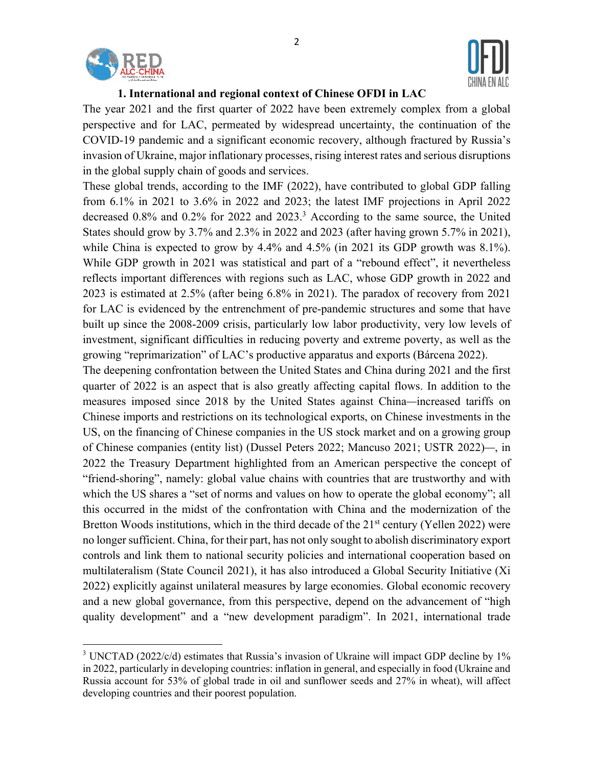## 1. International and regional context of Chinese OFDI in LAC

The year 2021 and the first quarter of 2022 have been extremely complex from a global perspective and for LAC, permeated by widespread uncertainty, the continuation of the COVID-19 pandemic and a significant economic recovery, although fractured by Russia's invasion of Ukraine, major inflationary processes, rising interest rates and serious disruptions in the global supply chain of goods and services.

These global trends, according to the IMF (2022), have contributed to global GDP falling from 6.1% in 2021 to 3.6% in 2022 and 2023; the latest IMF projections in April 2022 decreased 0.8% and 0.2% for 2022 and 2023.[3] According to the same source, the United States should grow by 3.7% and 2.3% in 2022 and 2023 (after having grown 5.7% in 2021), while China is expected to grow by 4.4% and 4.5% (in 2021 its GDP growth was 8.1%). While GDP growth in 2021 was statistical and part of a "rebound effect", it nevertheless reflects important differences with regions such as LAC, whose GDP growth in 2022 and 2023 is estimated at 2.5% (after being 6.8% in 2021). The paradox of recovery from 2021 for LAC is evidenced by the entrenchment of pre-pandemic structures and some that have built up since the 2008-2009 crisis, particularly low labor productivity, very low levels of investment, significant difficulties in reducing poverty and extreme poverty, as well as the growing "reprimarization" of LAC's productive apparatus and exports (Bárcena 2022).

The deepening confrontation between the United States and China during 2021 and the first quarter of 2022 is an aspect that is also greatly affecting capital flows. In addition to the measures imposed since 2018 by the United States against China—increased tariffs on Chinese imports and restrictions on its technological exports, on Chinese investments in the US, on the financing of Chinese companies in the US stock market and on a growing group of Chinese companies (entity list) (Dussel Peters 2022; Mancuso 2021; USTR 2022)—, in 2022 the Treasury Department highlighted from an American perspective the concept of "friend-shoring", namely: global value chains with countries that are trustworthy and with which the US shares a "set of norms and values on how to operate the global economy"; all this occurred in the midst of the confrontation with China and the modernization of the Bretton Woods institutions, which in the third decade of the 21st century (Yellen 2022) were no longer sufficient. China, for their part, has not only sought to abolish discriminatory export controls and link them to national security policies and international cooperation based on multilateralism (State Council 2021), it has also introduced a Global Security Initiative (Xi 2022) explicitly against unilateral measures by large economies. Global economic recovery and a new global governance, from this perspective, depend on the advancement of "high quality development" and a "new development paradigm". In 2021, international trade

---

[3] UNCTAD (2022/c/d) estimates that Russia's invasion of Ukraine will impact GDP decline by 1% in 2022, particularly in developing countries: inflation in general, and especially in food (Ukraine and Russia account for 53% of global trade in oil and sunflower seeds and 27% in wheat), will affect developing countries and their poorest population.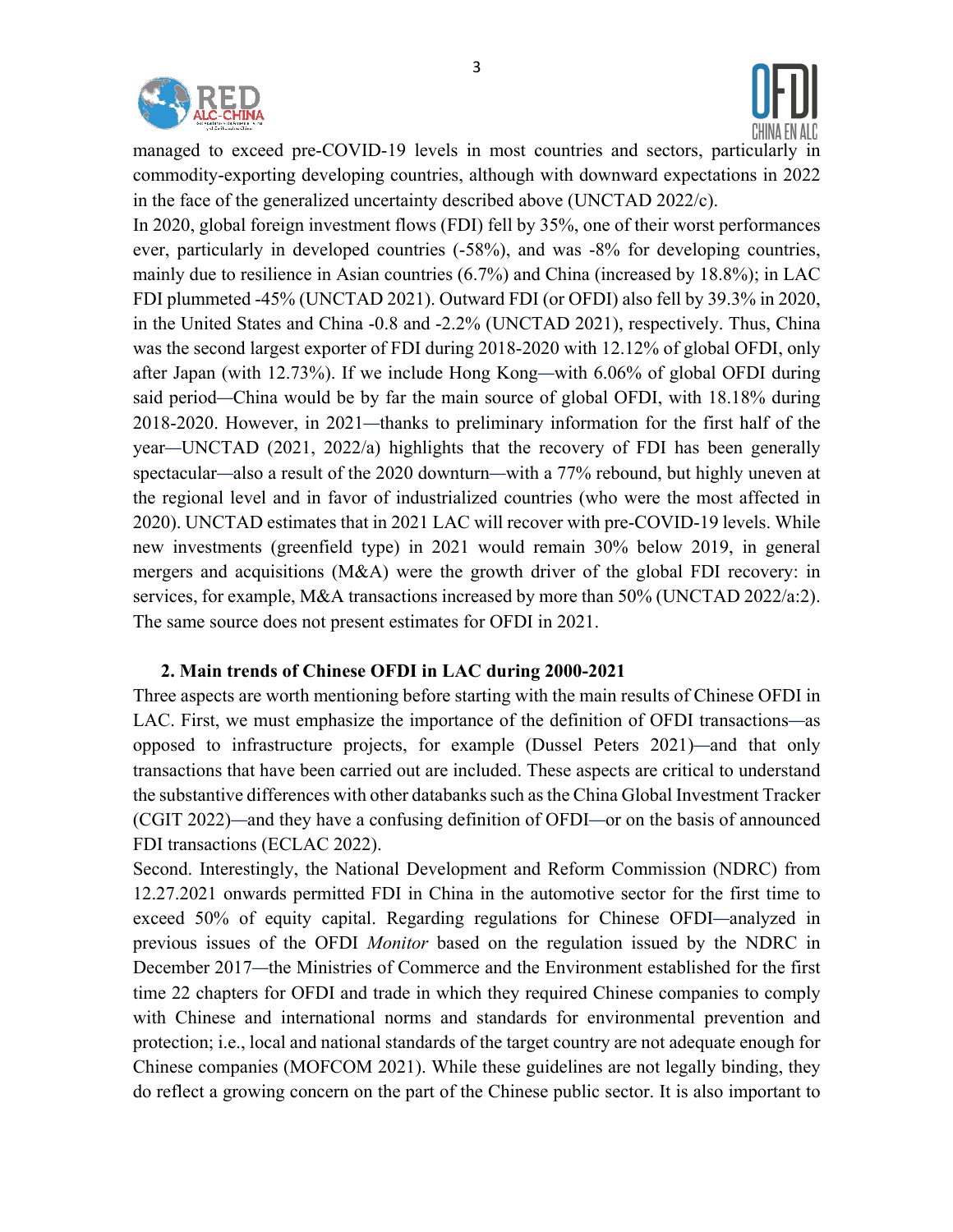managed to exceed pre-COVID-19 levels in most countries and sectors, particularly in commodity-exporting developing countries, although with downward expectations in 2022 in the face of the generalized uncertainty described above (UNCTAD 2022/c).

In 2020, global foreign investment flows (FDI) fell by 35%, one of their worst performances ever, particularly in developed countries (-58%), and was -8% for developing countries, mainly due to resilience in Asian countries (6.7%) and China (increased by 18.8%); in LAC FDI plummeted -45% (UNCTAD 2021). Outward FDI (or OFDI) also fell by 39.3% in 2020, in the United States and China -0.8 and -2.2% (UNCTAD 2021), respectively. Thus, China was the second largest exporter of FDI during 2018-2020 with 12.12% of global OFDI, only after Japan (with 12.73%). If we include Hong Kong—with 6.06% of global OFDI during said period—China would be by far the main source of global OFDI, with 18.18% during 2018-2020. However, in 2021—thanks to preliminary information for the first half of the year—UNCTAD (2021, 2022/a) highlights that the recovery of FDI has been generally spectacular—also a result of the 2020 downturn—with a 77% rebound, but highly uneven at the regional level and in favor of industrialized countries (who were the most affected in 2020). UNCTAD estimates that in 2021 LAC will recover with pre-COVID-19 levels. While new investments (greenfield type) in 2021 would remain 30% below 2019, in general mergers and acquisitions (M&A) were the growth driver of the global FDI recovery: in services, for example, M&A transactions increased by more than 50% (UNCTAD 2022/a:2). The same source does not present estimates for OFDI in 2021.

## 2. Main trends of Chinese OFDI in LAC during 2000-2021

Three aspects are worth mentioning before starting with the main results of Chinese OFDI in LAC. First, we must emphasize the importance of the definition of OFDI transactions—as opposed to infrastructure projects, for example (Dussel Peters 2021)—and that only transactions that have been carried out are included. These aspects are critical to understand the substantive differences with other databanks such as the China Global Investment Tracker (CGIT 2022)—and they have a confusing definition of OFDI—or on the basis of announced FDI transactions (ECLAC 2022).

Second. Interestingly, the National Development and Reform Commission (NDRC) from 12.27.2021 onwards permitted FDI in China in the automotive sector for the first time to exceed 50% of equity capital. Regarding regulations for Chinese OFDI—analyzed in previous issues of the OFDI *Monitor* based on the regulation issued by the NDRC in December 2017—the Ministries of Commerce and the Environment established for the first time 22 chapters for OFDI and trade in which they required Chinese companies to comply with Chinese and international norms and standards for environmental prevention and protection; i.e., local and national standards of the target country are not adequate enough for Chinese companies (MOFCOM 2021). While these guidelines are not legally binding, they do reflect a growing concern on the part of the Chinese public sector. It is also important to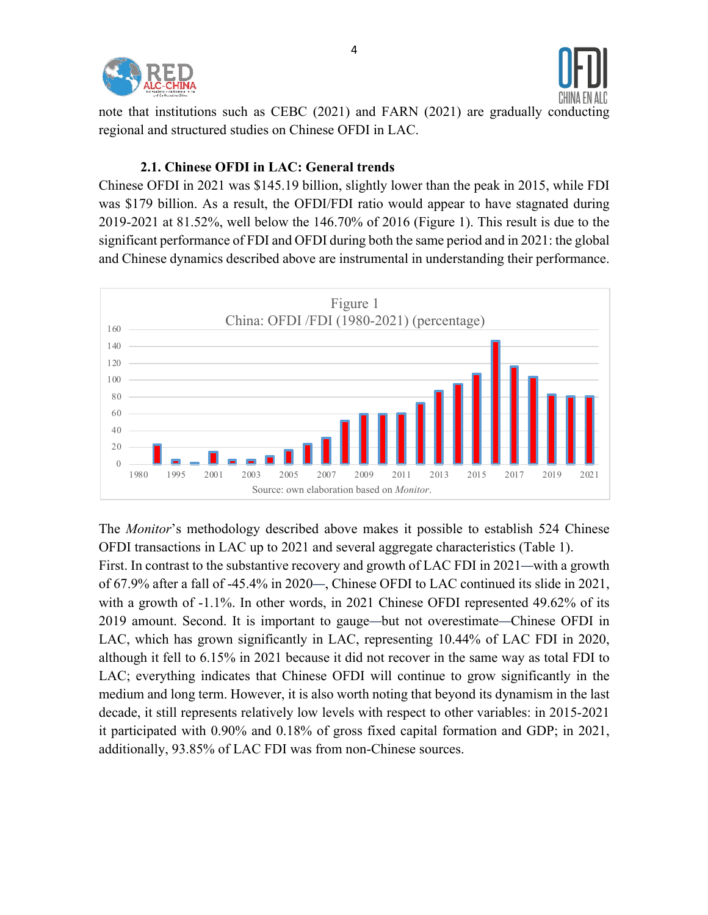note that institutions such as CEBC (2021) and FARN (2021) are gradually conducting regional and structured studies on Chinese OFDI in LAC.

### 2.1. Chinese OFDI in LAC: General trends

Chinese OFDI in 2021 was $145.19 billion, slightly lower than the peak in 2015, while FDI was $179 billion. As a result, the OFDI/FDI ratio would appear to have stagnated during 2019-2021 at 81.52%, well below the 146.70% of 2016 (Figure 1). This result is due to the significant performance of FDI and OFDI during both the same period and in 2021: the global and Chinese dynamics described above are instrumental in understanding their performance.

Figure 1
China: OFDI /FDI (1980-2021) (percentage)

Source: own elaboration based on *Monitor*.

The *Monitor*'s methodology described above makes it possible to establish 524 Chinese OFDI transactions in LAC up to 2021 and several aggregate characteristics (Table 1).

First. In contrast to the substantive recovery and growth of LAC FDI in 2021—with a growth of 67.9% after a fall of -45.4% in 2020—, Chinese OFDI to LAC continued its slide in 2021, with a growth of -1.1%. In other words, in 2021 Chinese OFDI represented 49.62% of its 2019 amount. Second. It is important to gauge—but not overestimate—Chinese OFDI in LAC, which has grown significantly in LAC, representing 10.44% of LAC FDI in 2020, although it fell to 6.15% in 2021 because it did not recover in the same way as total FDI to LAC; everything indicates that Chinese OFDI will continue to grow significantly in the medium and long term. However, it is also worth noting that beyond its dynamism in the last decade, it still represents relatively low levels with respect to other variables: in 2015-2021 it participated with 0.90% and 0.18% of gross fixed capital formation and GDP; in 2021, additionally, 93.85% of LAC FDI was from non-Chinese sources.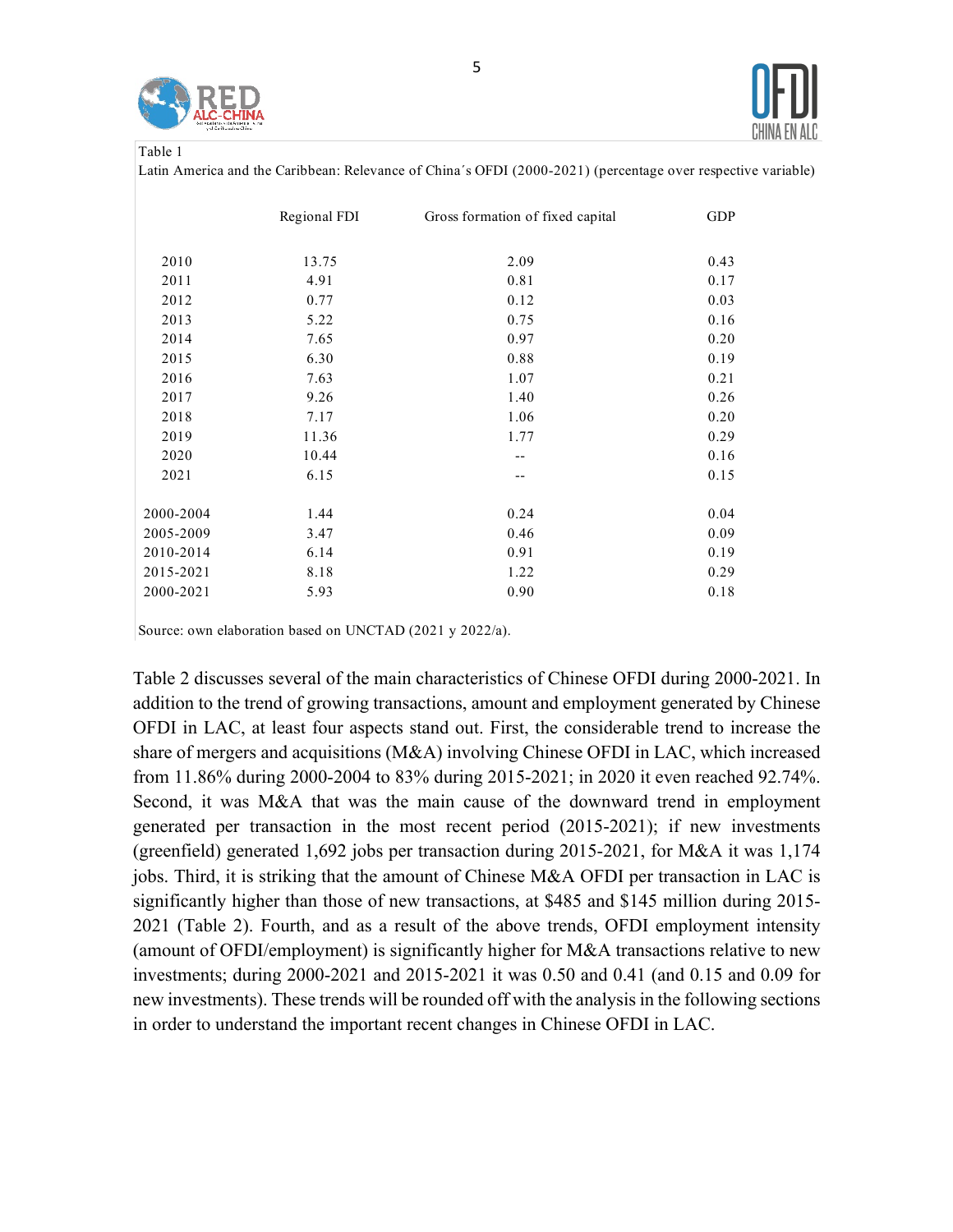Table 1

Latin America and the Caribbean: Relevance of China´s OFDI (2000-2021) (percentage over respective variable)

| | Regional FDI | Gross formation of fixed capital | GDP |
|---|---|---|---|
| 2010 | 13.75 | 2.09 | 0.43 |
| 2011 | 4.91 | 0.81 | 0.17 |
| 2012 | 0.77 | 0.12 | 0.03 |
| 2013 | 5.22 | 0.75 | 0.16 |
| 2014 | 7.65 | 0.97 | 0.20 |
| 2015 | 6.30 | 0.88 | 0.19 |
| 2016 | 7.63 | 1.07 | 0.21 |
| 2017 | 9.26 | 1.40 | 0.26 |
| 2018 | 7.17 | 1.06 | 0.20 |
| 2019 | 11.36 | 1.77 | 0.29 |
| 2020 | 10.44 | -- | 0.16 |
| 2021 | 6.15 | -- | 0.15 |
| 2000-2004 | 1.44 | 0.24 | 0.04 |
| 2005-2009 | 3.47 | 0.46 | 0.09 |
| 2010-2014 | 6.14 | 0.91 | 0.19 |
| 2015-2021 | 8.18 | 1.22 | 0.29 |
| 2000-2021 | 5.93 | 0.90 | 0.18 |

Source: own elaboration based on UNCTAD (2021 y 2022/a).

Table 2 discusses several of the main characteristics of Chinese OFDI during 2000-2021. In addition to the trend of growing transactions, amount and employment generated by Chinese OFDI in LAC, at least four aspects stand out. First, the considerable trend to increase the share of mergers and acquisitions (M&A) involving Chinese OFDI in LAC, which increased from 11.86% during 2000-2004 to 83% during 2015-2021; in 2020 it even reached 92.74%. Second, it was M&A that was the main cause of the downward trend in employment generated per transaction in the most recent period (2015-2021); if new investments (greenfield) generated 1,692 jobs per transaction during 2015-2021, for M&A it was 1,174 jobs. Third, it is striking that the amount of Chinese M&A OFDI per transaction in LAC is significantly higher than those of new transactions, at $485 and $145 million during 2015-2021 (Table 2). Fourth, and as a result of the above trends, OFDI employment intensity (amount of OFDI/employment) is significantly higher for M&A transactions relative to new investments; during 2000-2021 and 2015-2021 it was 0.50 and 0.41 (and 0.15 and 0.09 for new investments). These trends will be rounded off with the analysis in the following sections in order to understand the important recent changes in Chinese OFDI in LAC.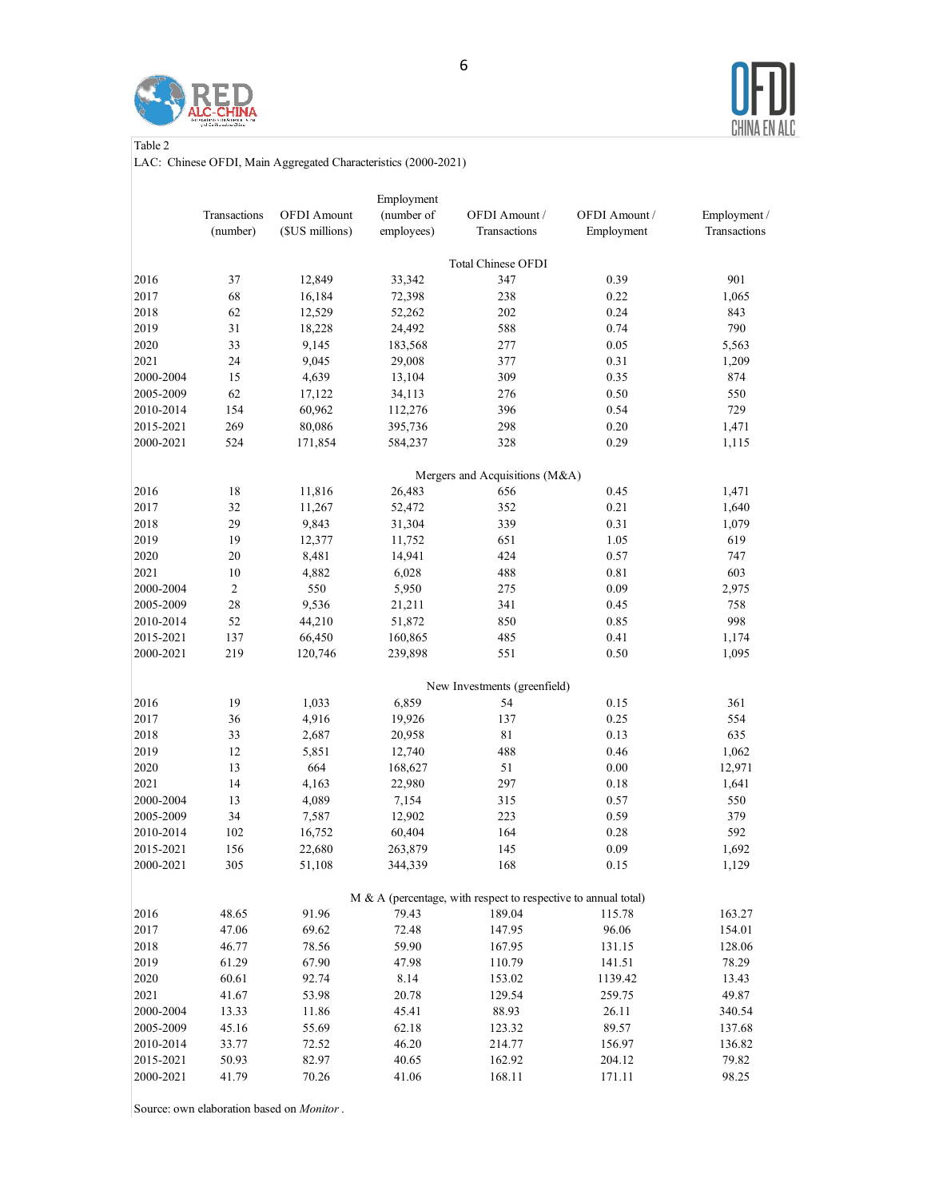Table 2

LAC: Chinese OFDI, Main Aggregated Characteristics (2000-2021)

| | Transactions (number) | OFDI Amount ($US millions) | Employment (number of employees) | OFDI Amount / Transactions | OFDI Amount / Employment | Employment / Transactions |
|---|---|---|---|---|---|---|
| | | | | Total Chinese OFDI | | |
| 2016 | 37 | 12,849 | 33,342 | 347 | 0.39 | 901 |
| 2017 | 68 | 16,184 | 72,398 | 238 | 0.22 | 1,065 |
| 2018 | 62 | 12,529 | 52,262 | 202 | 0.24 | 843 |
| 2019 | 31 | 18,228 | 24,492 | 588 | 0.74 | 790 |
| 2020 | 33 | 9,145 | 183,568 | 277 | 0.05 | 5,563 |
| 2021 | 24 | 9,045 | 29,008 | 377 | 0.31 | 1,209 |
| 2000-2004 | 15 | 4,639 | 13,104 | 309 | 0.35 | 874 |
| 2005-2009 | 62 | 17,122 | 34,113 | 276 | 0.50 | 550 |
| 2010-2014 | 154 | 60,962 | 112,276 | 396 | 0.54 | 729 |
| 2015-2021 | 269 | 80,086 | 395,736 | 298 | 0.20 | 1,471 |
| 2000-2021 | 524 | 171,854 | 584,237 | 328 | 0.29 | 1,115 |
| | | | | Mergers and Acquisitions (M&A) | | |
| 2016 | 18 | 11,816 | 26,483 | 656 | 0.45 | 1,471 |
| 2017 | 32 | 11,267 | 52,472 | 352 | 0.21 | 1,640 |
| 2018 | 29 | 9,843 | 31,304 | 339 | 0.31 | 1,079 |
| 2019 | 19 | 12,377 | 11,752 | 651 | 1.05 | 619 |
| 2020 | 20 | 8,481 | 14,941 | 424 | 0.57 | 747 |
| 2021 | 10 | 4,882 | 6,028 | 488 | 0.81 | 603 |
| 2000-2004 | 2 | 550 | 5,950 | 275 | 0.09 | 2,975 |
| 2005-2009 | 28 | 9,536 | 21,211 | 341 | 0.45 | 758 |
| 2010-2014 | 52 | 44,210 | 51,872 | 850 | 0.85 | 998 |
| 2015-2021 | 137 | 66,450 | 160,865 | 485 | 0.41 | 1,174 |
| 2000-2021 | 219 | 120,746 | 239,898 | 551 | 0.50 | 1,095 |
| | | | | New Investments (greenfield) | | |
| 2016 | 19 | 1,033 | 6,859 | 54 | 0.15 | 361 |
| 2017 | 36 | 4,916 | 19,926 | 137 | 0.25 | 554 |
| 2018 | 33 | 2,687 | 20,958 | 81 | 0.13 | 635 |
| 2019 | 12 | 5,851 | 12,740 | 488 | 0.46 | 1,062 |
| 2020 | 13 | 664 | 168,627 | 51 | 0.00 | 12,971 |
| 2021 | 14 | 4,163 | 22,980 | 297 | 0.18 | 1,641 |
| 2000-2004 | 13 | 4,089 | 7,154 | 315 | 0.57 | 550 |
| 2005-2009 | 34 | 7,587 | 12,902 | 223 | 0.59 | 379 |
| 2010-2014 | 102 | 16,752 | 60,404 | 164 | 0.28 | 592 |
| 2015-2021 | 156 | 22,680 | 263,879 | 145 | 0.09 | 1,692 |
| 2000-2021 | 305 | 51,108 | 344,339 | 168 | 0.15 | 1,129 |
| | | | | M & A (percentage, with respect to respective to annual total) | | |
| 2016 | 48.65 | 91.96 | 79.43 | 189.04 | 115.78 | 163.27 |
| 2017 | 47.06 | 69.62 | 72.48 | 147.95 | 96.06 | 154.01 |
| 2018 | 46.77 | 78.56 | 59.90 | 167.95 | 131.15 | 128.06 |
| 2019 | 61.29 | 67.90 | 47.98 | 110.79 | 141.51 | 78.29 |
| 2020 | 60.61 | 92.74 | 8.14 | 153.02 | 1139.42 | 13.43 |
| 2021 | 41.67 | 53.98 | 20.78 | 129.54 | 259.75 | 49.87 |
| 2000-2004 | 13.33 | 11.86 | 45.41 | 88.93 | 26.11 | 340.54 |
| 2005-2009 | 45.16 | 55.69 | 62.18 | 123.32 | 89.57 | 137.68 |
| 2010-2014 | 33.77 | 72.52 | 46.20 | 214.77 | 156.97 | 136.82 |
| 2015-2021 | 50.93 | 82.97 | 40.65 | 162.92 | 204.12 | 79.82 |
| 2000-2021 | 41.79 | 70.26 | 41.06 | 168.11 | 171.11 | 98.25 |

Source: own elaboration based on *Monitor*.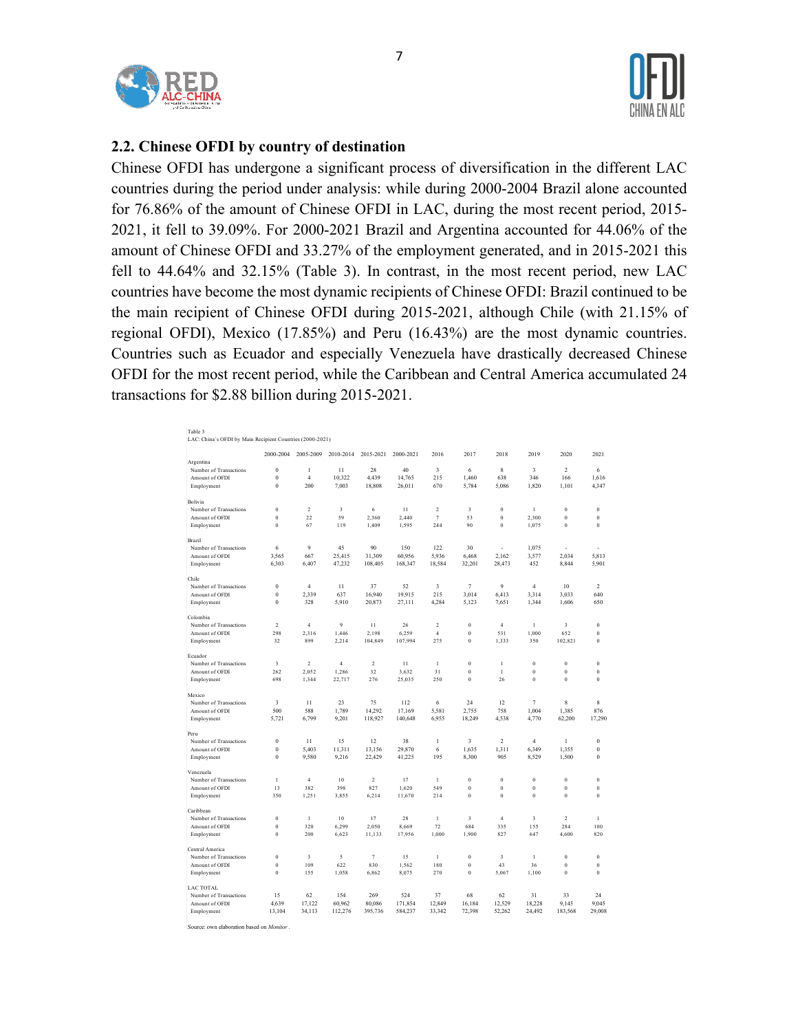## 2.2. Chinese OFDI by country of destination

Chinese OFDI has undergone a significant process of diversification in the different LAC countries during the period under analysis: while during 2000-2004 Brazil alone accounted for 76.86% of the amount of Chinese OFDI in LAC, during the most recent period, 2015-2021, it fell to 39.09%. For 2000-2021 Brazil and Argentina accounted for 44.06% of the amount of Chinese OFDI and 33.27% of the employment generated, and in 2015-2021 this fell to 44.64% and 32.15% (Table 3). In contrast, in the most recent period, new LAC countries have become the most dynamic recipients of Chinese OFDI: Brazil continued to be the main recipient of Chinese OFDI during 2015-2021, although Chile (with 21.15% of regional OFDI), Mexico (17.85%) and Peru (16.43%) are the most dynamic countries. Countries such as Ecuador and especially Venezuela have drastically decreased Chinese OFDI for the most recent period, while the Caribbean and Central America accumulated 24 transactions for $2.88 billion during 2015-2021.

Table 3
LAC: China´s OFDI by Main Recipient Countries (2000-2021)

| | 2000-2004 | 2005-2009 | 2010-2014 | 2015-2021 | 2000-2021 | 2016 | 2017 | 2018 | 2019 | 2020 | 2021 |
|---|---|---|---|---|---|---|---|---|---|---|---|
| **Argentina** | | | | | | | | | | | |
| Number of Transactions | 0 | 1 | 11 | 28 | 40 | 3 | 6 | 8 | 3 | 2 | 6 |
| Amount of OFDI | 0 | 4 | 10,322 | 4,439 | 14,765 | 215 | 1,460 | 638 | 346 | 166 | 1,616 |
| Employment | 0 | 200 | 7,003 | 18,808 | 26,011 | 670 | 5,784 | 5,086 | 1,820 | 1,101 | 4,347 |
| **Bolivia** | | | | | | | | | | | |
| Number of Transactions | 0 | 2 | 3 | 6 | 11 | 2 | 3 | 0 | 1 | 0 | 0 |
| Amount of OFDI | 0 | 22 | 59 | 2,360 | 2,440 | 7 | 53 | 0 | 2,300 | 0 | 0 |
| Employment | 0 | 67 | 119 | 1,409 | 1,595 | 244 | 90 | 0 | 1,075 | 0 | 0 |
| **Brazil** | | | | | | | | | | | |
| Number of Transactions | 6 | 9 | 45 | 90 | 150 | 122 | 30 | - | 1,075 | - | - |
| Amount of OFDI | 3,565 | 667 | 25,415 | 31,309 | 60,956 | 5,936 | 6,468 | 2,162 | 3,577 | 2,034 | 5,813 |
| Employment | 6,303 | 6,407 | 47,232 | 108,405 | 168,347 | 18,584 | 32,201 | 28,473 | 452 | 8,844 | 5,901 |
| **Chile** | | | | | | | | | | | |
| Number of Transactions | 0 | 4 | 11 | 37 | 52 | 3 | 7 | 9 | 4 | 10 | 2 |
| Amount of OFDI | 0 | 2,339 | 637 | 16,940 | 19,915 | 215 | 3,014 | 6,413 | 3,314 | 3,033 | 640 |
| Employment | 0 | 328 | 5,910 | 20,873 | 27,111 | 4,284 | 5,123 | 7,651 | 1,344 | 1,606 | 650 |
| **Colombia** | | | | | | | | | | | |
| Number of Transactions | 2 | 4 | 9 | 11 | 26 | 2 | 0 | 4 | 1 | 3 | 0 |
| Amount of OFDI | 298 | 2,316 | 1,446 | 2,198 | 6,259 | 4 | 0 | 531 | 1,000 | 652 | 0 |
| Employment | 32 | 899 | 2,214 | 104,849 | 107,994 | 275 | 0 | 1,333 | 350 | 102,821 | 0 |
| **Ecuador** | | | | | | | | | | | |
| Number of Transactions | 3 | 2 | 4 | 2 | 11 | 1 | 0 | 1 | 0 | 0 | 0 |
| Amount of OFDI | 262 | 2,052 | 1,286 | 32 | 3,632 | 31 | 0 | 1 | 0 | 0 | 0 |
| Employment | 698 | 1,344 | 22,717 | 276 | 25,035 | 250 | 0 | 26 | 0 | 0 | 0 |
| **Mexico** | | | | | | | | | | | |
| Number of Transactions | 3 | 11 | 23 | 75 | 112 | 6 | 24 | 12 | 7 | 8 | 8 |
| Amount of OFDI | 500 | 588 | 1,789 | 14,292 | 17,169 | 5,581 | 2,755 | 758 | 1,004 | 1,385 | 876 |
| Employment | 5,721 | 6,799 | 9,201 | 118,927 | 140,648 | 6,955 | 18,249 | 4,538 | 4,770 | 62,200 | 17,290 |
| **Peru** | | | | | | | | | | | |
| Number of Transactions | 0 | 11 | 15 | 12 | 38 | 1 | 3 | 2 | 4 | 1 | 0 |
| Amount of OFDI | 0 | 5,403 | 11,311 | 13,156 | 29,870 | 6 | 1,635 | 1,311 | 6,349 | 1,355 | 0 |
| Employment | 0 | 9,580 | 9,216 | 22,429 | 41,225 | 195 | 8,300 | 905 | 8,529 | 1,500 | 0 |
| **Venezuela** | | | | | | | | | | | |
| Number of Transactions | 1 | 4 | 10 | 2 | 17 | 1 | 0 | 0 | 0 | 0 | 0 |
| Amount of OFDI | 13 | 382 | 398 | 827 | 1,620 | 549 | 0 | 0 | 0 | 0 | 0 |
| Employment | 350 | 1,251 | 3,855 | 6,214 | 11,670 | 214 | 0 | 0 | 0 | 0 | 0 |
| **Caribbean** | | | | | | | | | | | |
| Number of Transactions | 0 | 1 | 10 | 17 | 28 | 1 | 3 | 4 | 3 | 2 | 1 |
| Amount of OFDI | 0 | 320 | 6,299 | 2,050 | 8,669 | 72 | 684 | 335 | 155 | 284 | 100 |
| Employment | 0 | 200 | 6,623 | 11,133 | 17,956 | 1,000 | 1,900 | 827 | 647 | 4,600 | 820 |
| **Central America** | | | | | | | | | | | |
| Number of Transactions | 0 | 3 | 5 | 7 | 15 | 1 | 0 | 3 | 1 | 0 | 0 |
| Amount of OFDI | 0 | 109 | 622 | 830 | 1,562 | 180 | 0 | 43 | 36 | 0 | 0 |
| Employment | 0 | 155 | 1,058 | 6,862 | 8,075 | 270 | 0 | 5,067 | 1,100 | 0 | 0 |
| **LAC TOTAL** | | | | | | | | | | | |
| Number of Transactions | 15 | 62 | 154 | 269 | 524 | 37 | 68 | 62 | 31 | 33 | 24 |
| Amount of OFDI | 4,639 | 17,122 | 60,962 | 80,086 | 171,854 | 12,849 | 16,184 | 12,529 | 18,228 | 9,145 | 9,045 |
| Employment | 13,104 | 34,113 | 112,276 | 395,736 | 584,237 | 33,342 | 72,398 | 52,262 | 24,492 | 183,568 | 29,008 |

Source: own elaboration based on *Monitor*.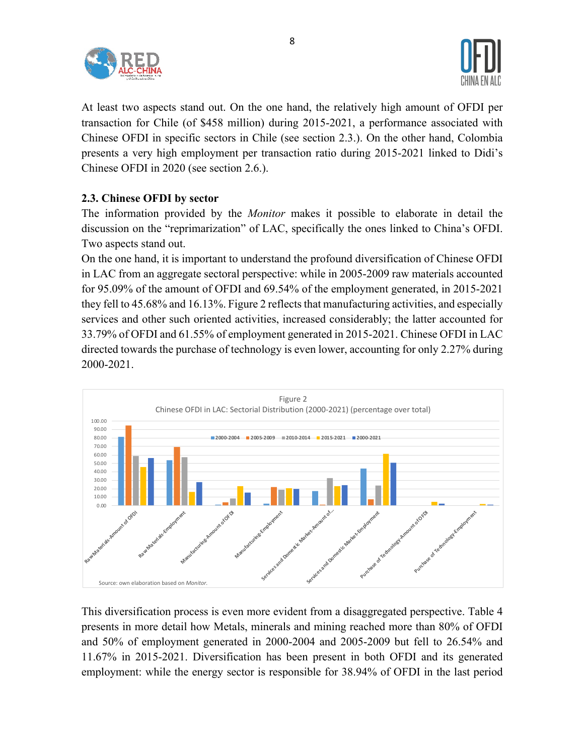At least two aspects stand out. On the one hand, the relatively high amount of OFDI per transaction for Chile (of $458 million) during 2015-2021, a performance associated with Chinese OFDI in specific sectors in Chile (see section 2.3.). On the other hand, Colombia presents a very high employment per transaction ratio during 2015-2021 linked to Didi's Chinese OFDI in 2020 (see section 2.6.).

### 2.3. Chinese OFDI by sector

The information provided by the *Monitor* makes it possible to elaborate in detail the discussion on the "reprimarization" of LAC, specifically the ones linked to China's OFDI. Two aspects stand out.

On the one hand, it is important to understand the profound diversification of Chinese OFDI in LAC from an aggregate sectoral perspective: while in 2005-2009 raw materials accounted for 95.09% of the amount of OFDI and 69.54% of the employment generated, in 2015-2021 they fell to 45.68% and 16.13%. Figure 2 reflects that manufacturing activities, and especially services and other such oriented activities, increased considerably; the latter accounted for 33.79% of OFDI and 61.55% of employment generated in 2015-2021. Chinese OFDI in LAC directed towards the purchase of technology is even lower, accounting for only 2.27% during 2000-2021.

Figure 2
Chinese OFDI in LAC: Sectorial Distribution (2000-2021) (percentage over total)

Source: own elaboration based on *Monitor*.

This diversification process is even more evident from a disaggregated perspective. Table 4 presents in more detail how Metals, minerals and mining reached more than 80% of OFDI and 50% of employment generated in 2000-2004 and 2005-2009 but fell to 26.54% and 11.67% in 2015-2021. Diversification has been present in both OFDI and its generated employment: while the energy sector is responsible for 38.94% of OFDI in the last period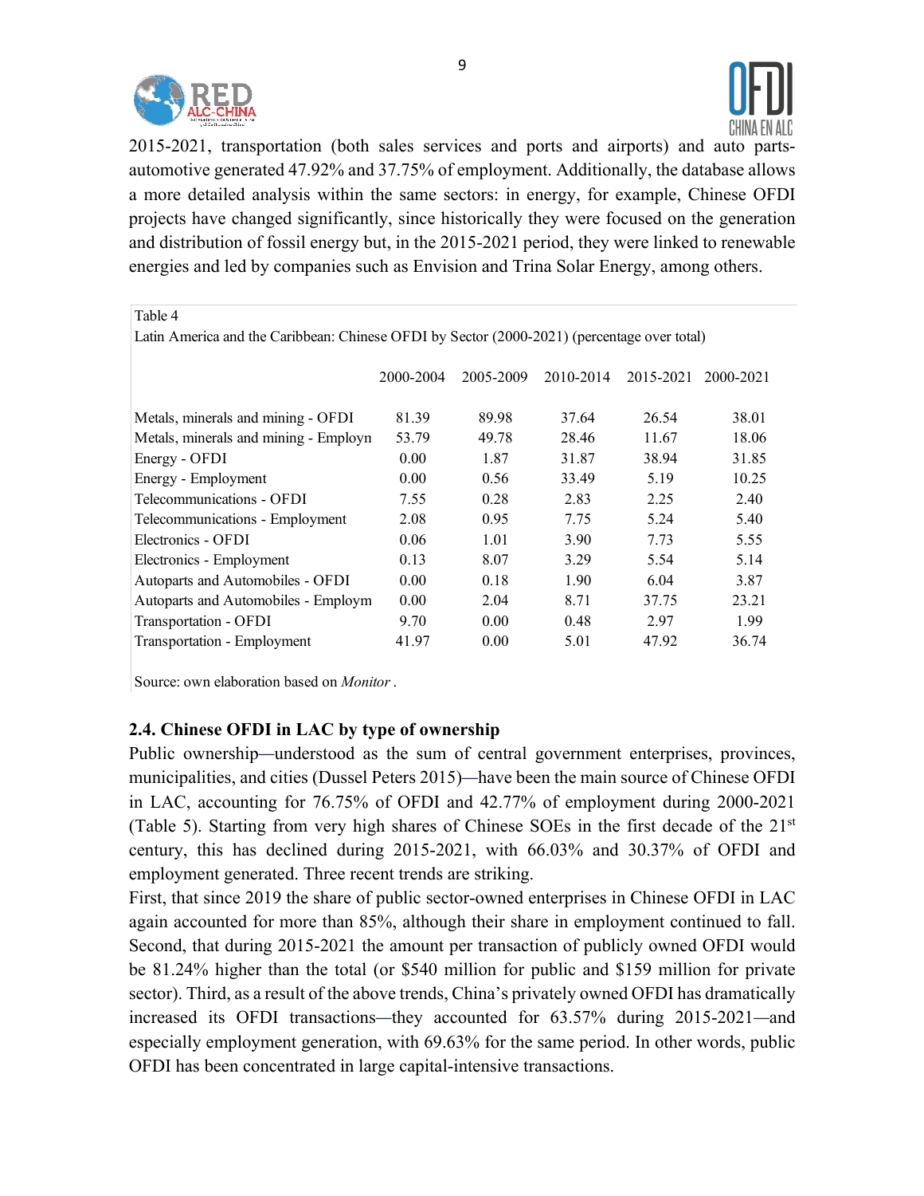2015-2021, transportation (both sales services and ports and airports) and auto parts-automotive generated 47.92% and 37.75% of employment. Additionally, the database allows a more detailed analysis within the same sectors: in energy, for example, Chinese OFDI projects have changed significantly, since historically they were focused on the generation and distribution of fossil energy but, in the 2015-2021 period, they were linked to renewable energies and led by companies such as Envision and Trina Solar Energy, among others.

Table 4

Latin America and the Caribbean: Chinese OFDI by Sector (2000-2021) (percentage over total)

| | 2000-2004 | 2005-2009 | 2010-2014 | 2015-2021 | 2000-2021 |
|---|---|---|---|---|---|
| Metals, minerals and mining - OFDI | 81.39 | 89.98 | 37.64 | 26.54 | 38.01 |
| Metals, minerals and mining - Employn | 53.79 | 49.78 | 28.46 | 11.67 | 18.06 |
| Energy - OFDI | 0.00 | 1.87 | 31.87 | 38.94 | 31.85 |
| Energy - Employment | 0.00 | 0.56 | 33.49 | 5.19 | 10.25 |
| Telecommunications - OFDI | 7.55 | 0.28 | 2.83 | 2.25 | 2.40 |
| Telecommunications - Employment | 2.08 | 0.95 | 7.75 | 5.24 | 5.40 |
| Electronics - OFDI | 0.06 | 1.01 | 3.90 | 7.73 | 5.55 |
| Electronics - Employment | 0.13 | 8.07 | 3.29 | 5.54 | 5.14 |
| Autoparts and Automobiles - OFDI | 0.00 | 0.18 | 1.90 | 6.04 | 3.87 |
| Autoparts and Automobiles - Employm | 0.00 | 2.04 | 8.71 | 37.75 | 23.21 |
| Transportation - OFDI | 9.70 | 0.00 | 0.48 | 2.97 | 1.99 |
| Transportation - Employment | 41.97 | 0.00 | 5.01 | 47.92 | 36.74 |

Source: own elaboration based on *Monitor* .

### 2.4. Chinese OFDI in LAC by type of ownership

Public ownership—understood as the sum of central government enterprises, provinces, municipalities, and cities (Dussel Peters 2015)—have been the main source of Chinese OFDI in LAC, accounting for 76.75% of OFDI and 42.77% of employment during 2000-2021 (Table 5). Starting from very high shares of Chinese SOEs in the first decade of the 21st century, this has declined during 2015-2021, with 66.03% and 30.37% of OFDI and employment generated. Three recent trends are striking.

First, that since 2019 the share of public sector-owned enterprises in Chinese OFDI in LAC again accounted for more than 85%, although their share in employment continued to fall. Second, that during 2015-2021 the amount per transaction of publicly owned OFDI would be 81.24% higher than the total (or $540 million for public and $159 million for private sector). Third, as a result of the above trends, China's privately owned OFDI has dramatically increased its OFDI transactions—they accounted for 63.57% during 2015-2021—and especially employment generation, with 69.63% for the same period. In other words, public OFDI has been concentrated in large capital-intensive transactions.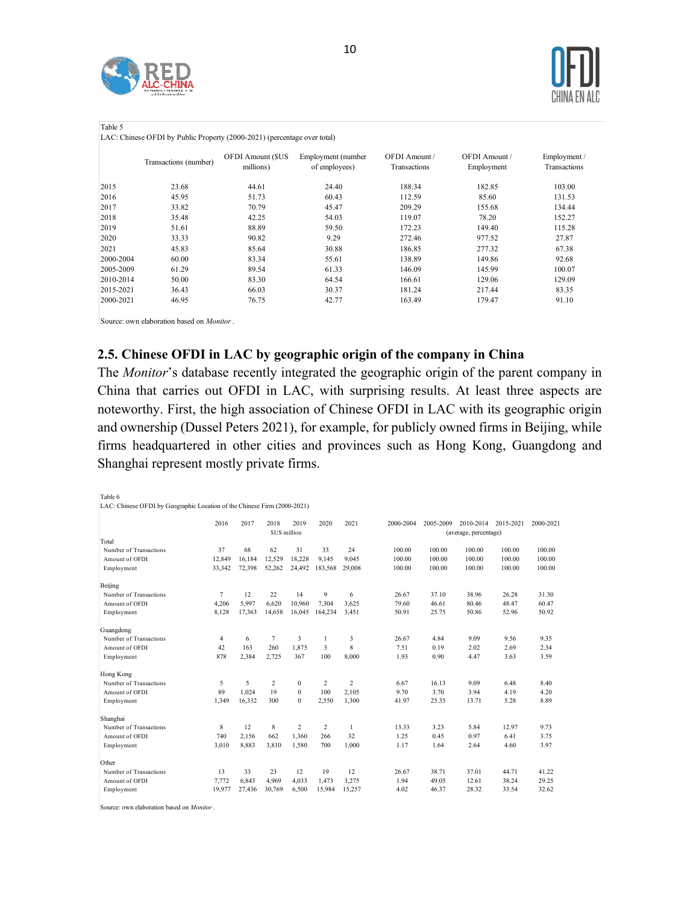Table 5

LAC: Chinese OFDI by Public Property (2000-2021) (percentage over total)

| | Transactions (number) | OFDI Amount ($US millions) | Employment (number of employees) | OFDI Amount / Transactions | OFDI Amount / Employment | Employment / Transactions |
|---|---|---|---|---|---|---|
| 2015 | 23.68 | 44.61 | 24.40 | 188.34 | 182.85 | 103.00 |
| 2016 | 45.95 | 51.73 | 60.43 | 112.59 | 85.60 | 131.53 |
| 2017 | 33.82 | 70.79 | 45.47 | 209.29 | 155.68 | 134.44 |
| 2018 | 35.48 | 42.25 | 54.03 | 119.07 | 78.20 | 152.27 |
| 2019 | 51.61 | 88.89 | 59.50 | 172.23 | 149.40 | 115.28 |
| 2020 | 33.33 | 90.82 | 9.29 | 272.46 | 977.52 | 27.87 |
| 2021 | 45.83 | 85.64 | 30.88 | 186.85 | 277.32 | 67.38 |
| 2000-2004 | 60.00 | 83.34 | 55.61 | 138.89 | 149.86 | 92.68 |
| 2005-2009 | 61.29 | 89.54 | 61.33 | 146.09 | 145.99 | 100.07 |
| 2010-2014 | 50.00 | 83.30 | 64.54 | 166.61 | 129.06 | 129.09 |
| 2015-2021 | 36.43 | 66.03 | 30.37 | 181.24 | 217.44 | 83.35 |
| 2000-2021 | 46.95 | 76.75 | 42.77 | 163.49 | 179.47 | 91.10 |

Source: own elaboration based on *Monitor* .

## 2.5. Chinese OFDI in LAC by geographic origin of the company in China

The *Monitor*'s database recently integrated the geographic origin of the parent company in China that carries out OFDI in LAC, with surprising results. At least three aspects are noteworthy. First, the high association of Chinese OFDI in LAC with its geographic origin and ownership (Dussel Peters 2021), for example, for publicly owned firms in Beijing, while firms headquartered in other cities and provinces such as Hong Kong, Guangdong and Shanghai represent mostly private firms.

Table 6

LAC: Chinese OFDI by Geographic Location of the Chinese Firm (2000-2021)

| | 2016 | 2017 | 2018 | 2019 | 2020 | 2021 | 2000-2004 | 2005-2009 | 2010-2014 | 2015-2021 | 2000-2021 |
|---|---|---|---|---|---|---|---|---|---|---|---|
| | | | $US million | | | | | | (average, percentage) | | |
| **Total** | | | | | | | | | | | |
| Number of Transactions | 37 | 68 | 62 | 31 | 33 | 24 | 100.00 | 100.00 | 100.00 | 100.00 | 100.00 |
| Amount of OFDI | 12,849 | 16,184 | 12,529 | 18,228 | 9,145 | 9,045 | 100.00 | 100.00 | 100.00 | 100.00 | 100.00 |
| Employment | 33,342 | 72,398 | 52,262 | 24,492 | 183,568 | 29,008 | 100.00 | 100.00 | 100.00 | 100.00 | 100.00 |
| **Beijing** | | | | | | | | | | | |
| Number of Transactions | 7 | 12 | 22 | 14 | 9 | 6 | 26.67 | 37.10 | 38.96 | 26.28 | 31.30 |
| Amount of OFDI | 4,206 | 5,997 | 6,620 | 10,960 | 7,304 | 3,625 | 79.60 | 46.61 | 80.46 | 48.47 | 60.47 |
| Employment | 8,128 | 17,363 | 14,658 | 16,045 | 164,234 | 3,451 | 50.91 | 25.75 | 50.86 | 52.96 | 50.92 |
| **Guangdong** | | | | | | | | | | | |
| Number of Transactions | 4 | 6 | 7 | 3 | 1 | 3 | 26.67 | 4.84 | 9.09 | 9.56 | 9.35 |
| Amount of OFDI | 42 | 163 | 260 | 1,875 | 3 | 8 | 7.51 | 0.19 | 2.02 | 2.69 | 2.34 |
| Employment | 878 | 2,384 | 2,725 | 367 | 100 | 8,000 | 1.93 | 0.90 | 4.47 | 3.63 | 3.59 |
| **Hong Kong** | | | | | | | | | | | |
| Number of Transactions | 5 | 5 | 2 | 0 | 2 | 2 | 6.67 | 16.13 | 9.09 | 6.48 | 8.40 |
| Amount of OFDI | 89 | 1,024 | 19 | 0 | 100 | 2,105 | 9.70 | 3.70 | 3.94 | 4.19 | 4.20 |
| Employment | 1,349 | 16,332 | 300 | 0 | 2,550 | 1,300 | 41.97 | 25.35 | 13.71 | 5.28 | 8.89 |
| **Shanghai** | | | | | | | | | | | |
| Number of Transactions | 8 | 12 | 8 | 2 | 2 | 1 | 13.33 | 3.23 | 5.84 | 12.97 | 9.73 |
| Amount of OFDI | 740 | 2,156 | 662 | 1,360 | 266 | 32 | 1.25 | 0.45 | 0.97 | 6.41 | 3.75 |
| Employment | 3,010 | 8,883 | 3,810 | 1,580 | 700 | 1,000 | 1.17 | 1.64 | 2.64 | 4.60 | 3.97 |
| **Other** | | | | | | | | | | | |
| Number of Transactions | 13 | 33 | 23 | 12 | 19 | 12 | 26.67 | 38.71 | 37.01 | 44.71 | 41.22 |
| Amount of OFDI | 7,772 | 6,843 | 4,969 | 4,033 | 1,473 | 3,275 | 1.94 | 49.05 | 12.61 | 38.24 | 29.25 |
| Employment | 19,977 | 27,436 | 30,769 | 6,500 | 15,984 | 15,257 | 4.02 | 46.37 | 28.32 | 33.54 | 32.62 |

Source: own elaboration based on *Monitor* .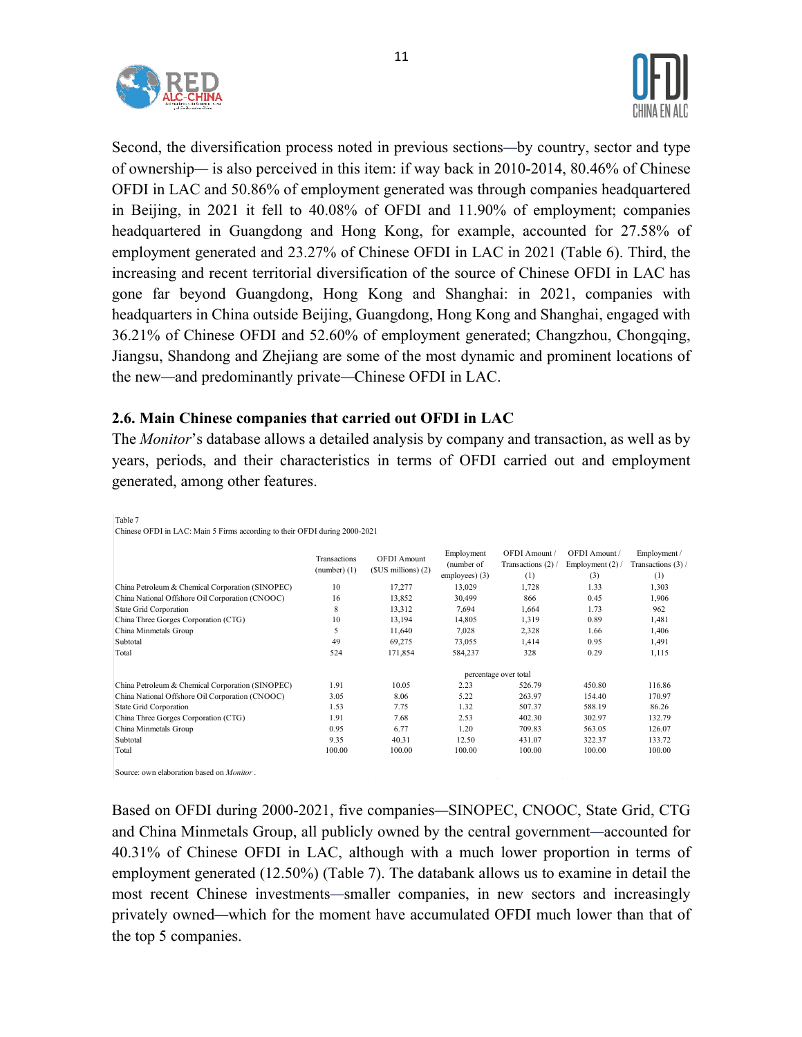Second, the diversification process noted in previous sections—by country, sector and type of ownership— is also perceived in this item: if way back in 2010-2014, 80.46% of Chinese OFDI in LAC and 50.86% of employment generated was through companies headquartered in Beijing, in 2021 it fell to 40.08% of OFDI and 11.90% of employment; companies headquartered in Guangdong and Hong Kong, for example, accounted for 27.58% of employment generated and 23.27% of Chinese OFDI in LAC in 2021 (Table 6). Third, the increasing and recent territorial diversification of the source of Chinese OFDI in LAC has gone far beyond Guangdong, Hong Kong and Shanghai: in 2021, companies with headquarters in China outside Beijing, Guangdong, Hong Kong and Shanghai, engaged with 36.21% of Chinese OFDI and 52.60% of employment generated; Changzhou, Chongqing, Jiangsu, Shandong and Zhejiang are some of the most dynamic and prominent locations of the new—and predominantly private—Chinese OFDI in LAC.

## 2.6. Main Chinese companies that carried out OFDI in LAC

The *Monitor*'s database allows a detailed analysis by company and transaction, as well as by years, periods, and their characteristics in terms of OFDI carried out and employment generated, among other features.

Table 7

Chinese OFDI in LAC: Main 5 Firms according to their OFDI during 2000-2021

| | Transactions (number) (1) | OFDI Amount ($US millions) (2) | Employment (number of employees) (3) | OFDI Amount / Transactions (2) / (1) | OFDI Amount / Employment (2) / (3) | Employment / Transactions (3) / (1) |
|---|---|---|---|---|---|---|
| China Petroleum & Chemical Corporation (SINOPEC) | 10 | 17,277 | 13,029 | 1,728 | 1.33 | 1,303 |
| China National Offshore Oil Corporation (CNOOC) | 16 | 13,852 | 30,499 | 866 | 0.45 | 1,906 |
| State Grid Corporation | 8 | 13,312 | 7,694 | 1,664 | 1.73 | 962 |
| China Three Gorges Corporation (CTG) | 10 | 13,194 | 14,805 | 1,319 | 0.89 | 1,481 |
| China Minmetals Group | 5 | 11,640 | 7,028 | 2,328 | 1.66 | 1,406 |
| Subtotal | 49 | 69,275 | 73,055 | 1,414 | 0.95 | 1,491 |
| Total | 524 | 171,854 | 584,237 | 328 | 0.29 | 1,115 |
| | | | percentage over total | | | |
| China Petroleum & Chemical Corporation (SINOPEC) | 1.91 | 10.05 | 2.23 | 526.79 | 450.80 | 116.86 |
| China National Offshore Oil Corporation (CNOOC) | 3.05 | 8.06 | 5.22 | 263.97 | 154.40 | 170.97 |
| State Grid Corporation | 1.53 | 7.75 | 1.32 | 507.37 | 588.19 | 86.26 |
| China Three Gorges Corporation (CTG) | 1.91 | 7.68 | 2.53 | 402.30 | 302.97 | 132.79 |
| China Minmetals Group | 0.95 | 6.77 | 1.20 | 709.83 | 563.05 | 126.07 |
| Subtotal | 9.35 | 40.31 | 12.50 | 431.07 | 322.37 | 133.72 |
| Total | 100.00 | 100.00 | 100.00 | 100.00 | 100.00 | 100.00 |

Source: own elaboration based on *Monitor*.

Based on OFDI during 2000-2021, five companies—SINOPEC, CNOOC, State Grid, CTG and China Minmetals Group, all publicly owned by the central government—accounted for 40.31% of Chinese OFDI in LAC, although with a much lower proportion in terms of employment generated (12.50%) (Table 7). The databank allows us to examine in detail the most recent Chinese investments—smaller companies, in new sectors and increasingly privately owned—which for the moment have accumulated OFDI much lower than that of the top 5 companies.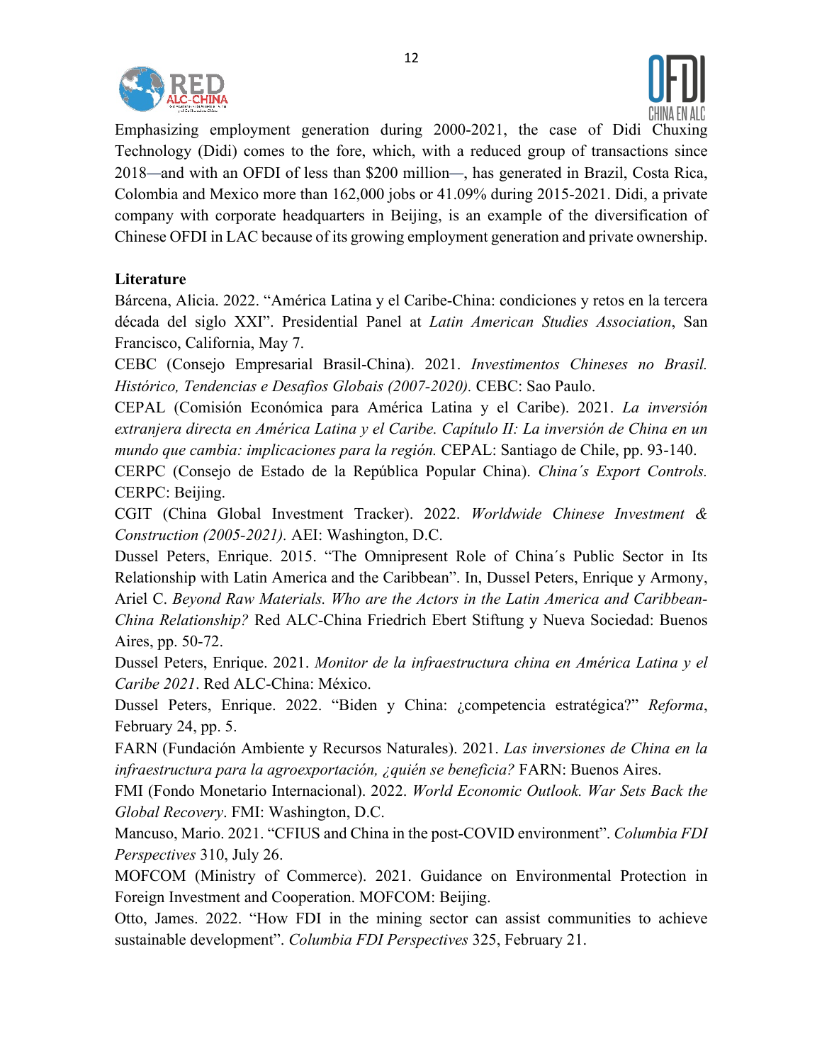Emphasizing employment generation during 2000-2021, the case of Didi Chuxing Technology (Didi) comes to the fore, which, with a reduced group of transactions since 2018—and with an OFDI of less than $200 million—, has generated in Brazil, Costa Rica, Colombia and Mexico more than 162,000 jobs or 41.09% during 2015-2021. Didi, a private company with corporate headquarters in Beijing, is an example of the diversification of Chinese OFDI in LAC because of its growing employment generation and private ownership.

**Literature**

Bárcena, Alicia. 2022. "América Latina y el Caribe-China: condiciones y retos en la tercera década del siglo XXI". Presidential Panel at *Latin American Studies Association*, San Francisco, California, May 7.

CEBC (Consejo Empresarial Brasil-China). 2021. *Investimentos Chineses no Brasil. Histórico, Tendencias e Desafios Globais (2007-2020).* CEBC: Sao Paulo.

CEPAL (Comisión Económica para América Latina y el Caribe). 2021. *La inversión extranjera directa en América Latina y el Caribe. Capítulo II: La inversión de China en un mundo que cambia: implicaciones para la región.* CEPAL: Santiago de Chile, pp. 93-140.

CERPC (Consejo de Estado de la República Popular China). *China´s Export Controls.* CERPC: Beijing.

CGIT (China Global Investment Tracker). 2022. *Worldwide Chinese Investment & Construction (2005-2021).* AEI: Washington, D.C.

Dussel Peters, Enrique. 2015. "The Omnipresent Role of China´s Public Sector in Its Relationship with Latin America and the Caribbean". In, Dussel Peters, Enrique y Armony, Ariel C. *Beyond Raw Materials. Who are the Actors in the Latin America and Caribbean-China Relationship?* Red ALC-China Friedrich Ebert Stiftung y Nueva Sociedad: Buenos Aires, pp. 50-72.

Dussel Peters, Enrique. 2021. *Monitor de la infraestructura china en América Latina y el Caribe 2021*. Red ALC-China: México.

Dussel Peters, Enrique. 2022. "Biden y China: ¿competencia estratégica?" *Reforma*, February 24, pp. 5.

FARN (Fundación Ambiente y Recursos Naturales). 2021. *Las inversiones de China en la infraestructura para la agroexportación, ¿quién se beneficia?* FARN: Buenos Aires.

FMI (Fondo Monetario Internacional). 2022. *World Economic Outlook. War Sets Back the Global Recovery*. FMI: Washington, D.C.

Mancuso, Mario. 2021. "CFIUS and China in the post-COVID environment". *Columbia FDI Perspectives* 310, July 26.

MOFCOM (Ministry of Commerce). 2021. Guidance on Environmental Protection in Foreign Investment and Cooperation. MOFCOM: Beijing.

Otto, James. 2022. "How FDI in the mining sector can assist communities to achieve sustainable development". *Columbia FDI Perspectives* 325, February 21.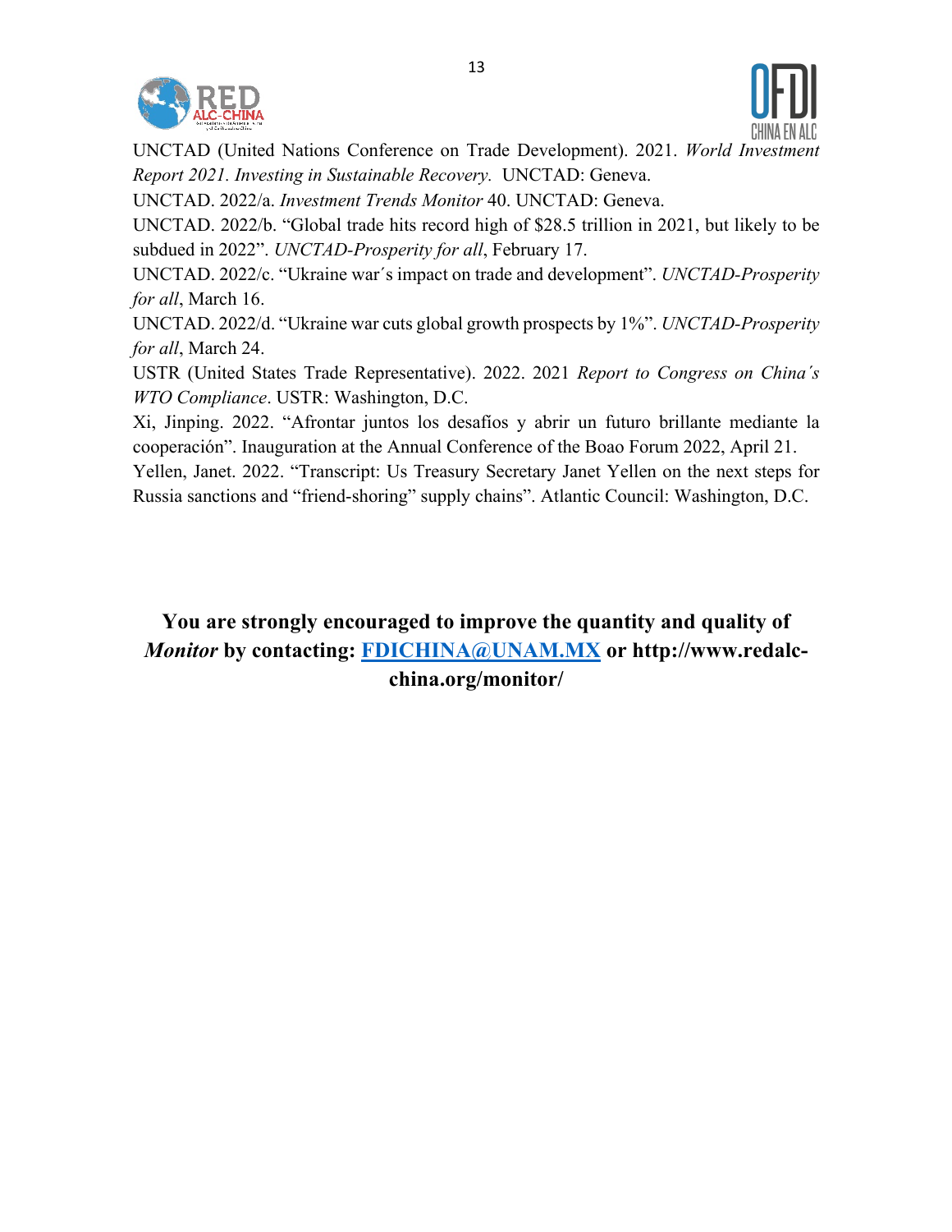UNCTAD (United Nations Conference on Trade Development). 2021. *World Investment Report 2021. Investing in Sustainable Recovery.* UNCTAD: Geneva.

UNCTAD. 2022/a. *Investment Trends Monitor* 40. UNCTAD: Geneva.

UNCTAD. 2022/b. "Global trade hits record high of $28.5 trillion in 2021, but likely to be subdued in 2022". *UNCTAD-Prosperity for all*, February 17.

UNCTAD. 2022/c. "Ukraine war´s impact on trade and development". *UNCTAD-Prosperity for all*, March 16.

UNCTAD. 2022/d. "Ukraine war cuts global growth prospects by 1%". *UNCTAD-Prosperity for all*, March 24.

USTR (United States Trade Representative). 2022. 2021 *Report to Congress on China´s WTO Compliance*. USTR: Washington, D.C.

Xi, Jinping. 2022. "Afrontar juntos los desafíos y abrir un futuro brillante mediante la cooperación". Inauguration at the Annual Conference of the Boao Forum 2022, April 21.

Yellen, Janet. 2022. "Transcript: Us Treasury Secretary Janet Yellen on the next steps for Russia sanctions and "friend-shoring" supply chains". Atlantic Council: Washington, D.C.

**You are strongly encouraged to improve the quantity and quality of *Monitor* by contacting: [FDICHINA@UNAM.MX](mailto:FDICHINA@UNAM.MX) or http://www.redalc-china.org/monitor/**